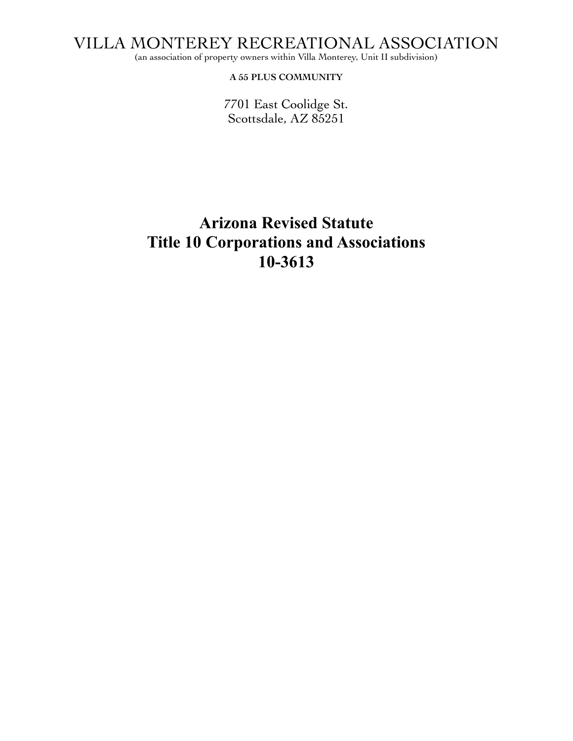# VILLA MONTEREY RECREATIONAL ASSOCIATION

(an association of property owners within Villa Monterey, Unit II subdivision)

**A 55 PLUS COMMUNITY**

7701 East Coolidge St.
Scottsdale, AZ 85251

# Arizona Revised Statute
# Title 10 Corporations and Associations
# 10-3613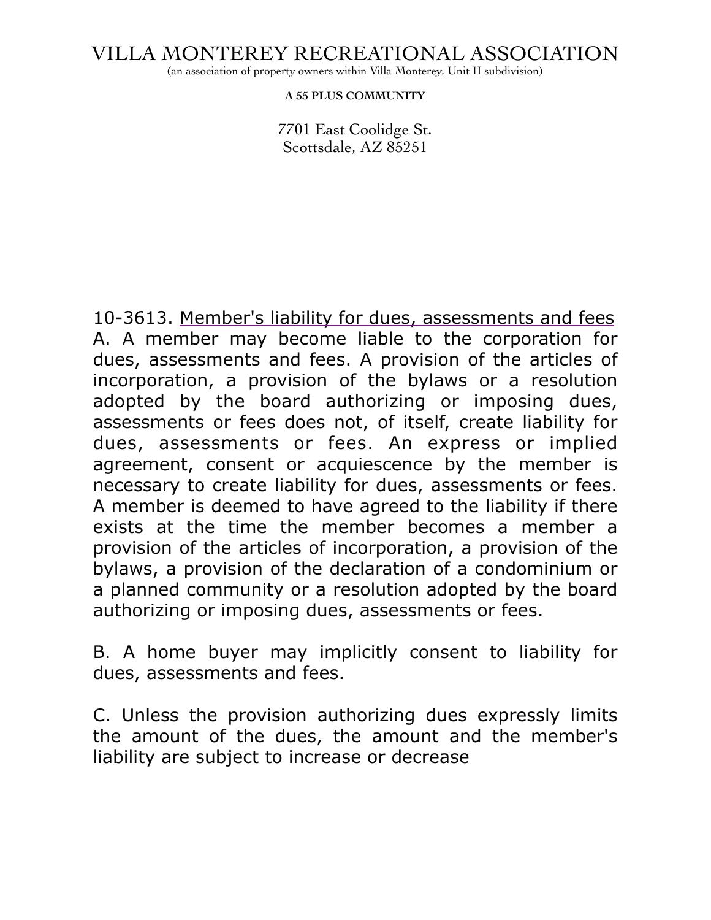# VILLA MONTEREY RECREATIONAL ASSOCIATION

(an association of property owners within Villa Monterey, Unit II subdivision)

**A 55 PLUS COMMUNITY**

7701 East Coolidge St.
Scottsdale, AZ 85251

10-3613. Member's liability for dues, assessments and fees

A. A member may become liable to the corporation for dues, assessments and fees. A provision of the articles of incorporation, a provision of the bylaws or a resolution adopted by the board authorizing or imposing dues, assessments or fees does not, of itself, create liability for dues, assessments or fees. An express or implied agreement, consent or acquiescence by the member is necessary to create liability for dues, assessments or fees. A member is deemed to have agreed to the liability if there exists at the time the member becomes a member a provision of the articles of incorporation, a provision of the bylaws, a provision of the declaration of a condominium or a planned community or a resolution adopted by the board authorizing or imposing dues, assessments or fees.

B. A home buyer may implicitly consent to liability for dues, assessments and fees.

C. Unless the provision authorizing dues expressly limits the amount of the dues, the amount and the member's liability are subject to increase or decrease